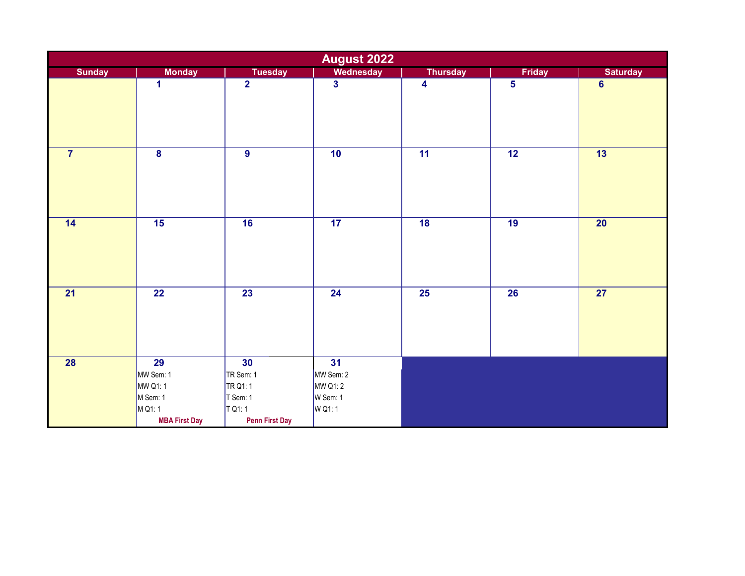# August 2022

| Sunday | Monday | Tuesday | Wednesday | Thursday | Friday | Saturday |
|---|---|---|---|---|---|---|
| | 1 | 2 | 3 | 4 | 5 | 6 |
| 7 | 8 | 9 | 10 | 11 | 12 | 13 |
| 14 | 15 | 16 | 17 | 18 | 19 | 20 |
| 21 | 22 | 23 | 24 | 25 | 26 | 27 |
| 28 | 29<br>MW Sem: 1<br>MW Q1: 1<br>M Sem: 1<br>M Q1: 1<br>**MBA First Day** | 30<br>TR Sem: 1<br>TR Q1: 1<br>T Sem: 1<br>T Q1: 1<br>**Penn First Day** | 31<br>MW Sem: 2<br>MW Q1: 2<br>W Sem: 1<br>W Q1: 1 | | | |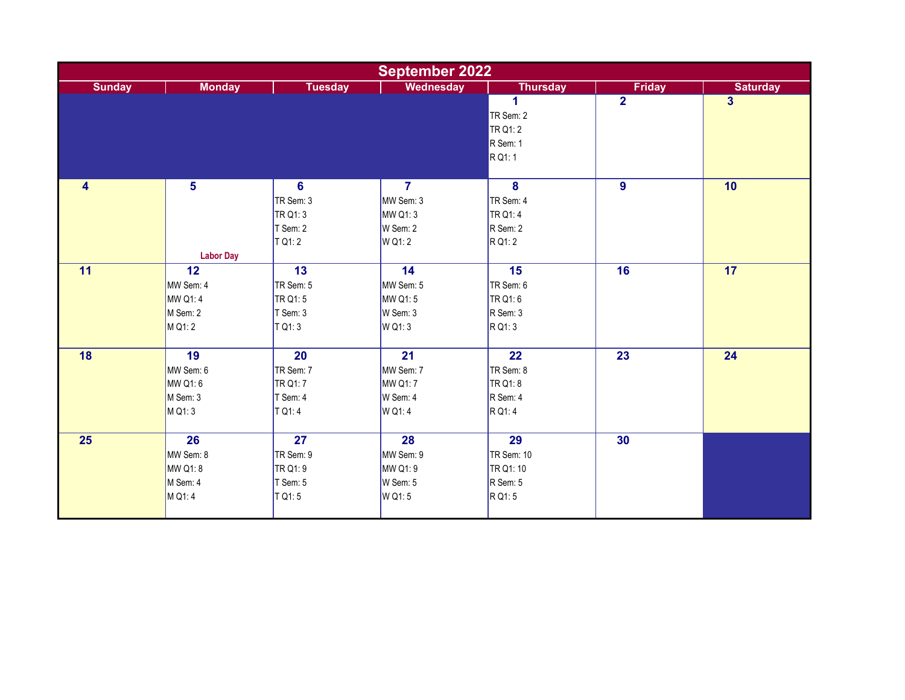## September 2022

| Sunday | Monday | Tuesday | Wednesday | Thursday | Friday | Saturday |
|---|---|---|---|---|---|---|
| | | | | **1**<br>TR Sem: 2<br>TR Q1: 2<br>R Sem: 1<br>R Q1: 1 | **2** | **3** |
| **4** | **5**<br>Labor Day | **6**<br>TR Sem: 3<br>TR Q1: 3<br>T Sem: 2<br>T Q1: 2 | **7**<br>MW Sem: 3<br>MW Q1: 3<br>W Sem: 2<br>W Q1: 2 | **8**<br>TR Sem: 4<br>TR Q1: 4<br>R Sem: 2<br>R Q1: 2 | **9** | **10** |
| **11** | **12**<br>MW Sem: 4<br>MW Q1: 4<br>M Sem: 2<br>M Q1: 2 | **13**<br>TR Sem: 5<br>TR Q1: 5<br>T Sem: 3<br>T Q1: 3 | **14**<br>MW Sem: 5<br>MW Q1: 5<br>W Sem: 3<br>W Q1: 3 | **15**<br>TR Sem: 6<br>TR Q1: 6<br>R Sem: 3<br>R Q1: 3 | **16** | **17** |
| **18** | **19**<br>MW Sem: 6<br>MW Q1: 6<br>M Sem: 3<br>M Q1: 3 | **20**<br>TR Sem: 7<br>TR Q1: 7<br>T Sem: 4<br>T Q1: 4 | **21**<br>MW Sem: 7<br>MW Q1: 7<br>W Sem: 4<br>W Q1: 4 | **22**<br>TR Sem: 8<br>TR Q1: 8<br>R Sem: 4<br>R Q1: 4 | **23** | **24** |
| **25** | **26**<br>MW Sem: 8<br>MW Q1: 8<br>M Sem: 4<br>M Q1: 4 | **27**<br>TR Sem: 9<br>TR Q1: 9<br>T Sem: 5<br>T Q1: 5 | **28**<br>MW Sem: 9<br>MW Q1: 9<br>W Sem: 5<br>W Q1: 5 | **29**<br>TR Sem: 10<br>TR Q1: 10<br>R Sem: 5<br>R Q1: 5 | **30** | |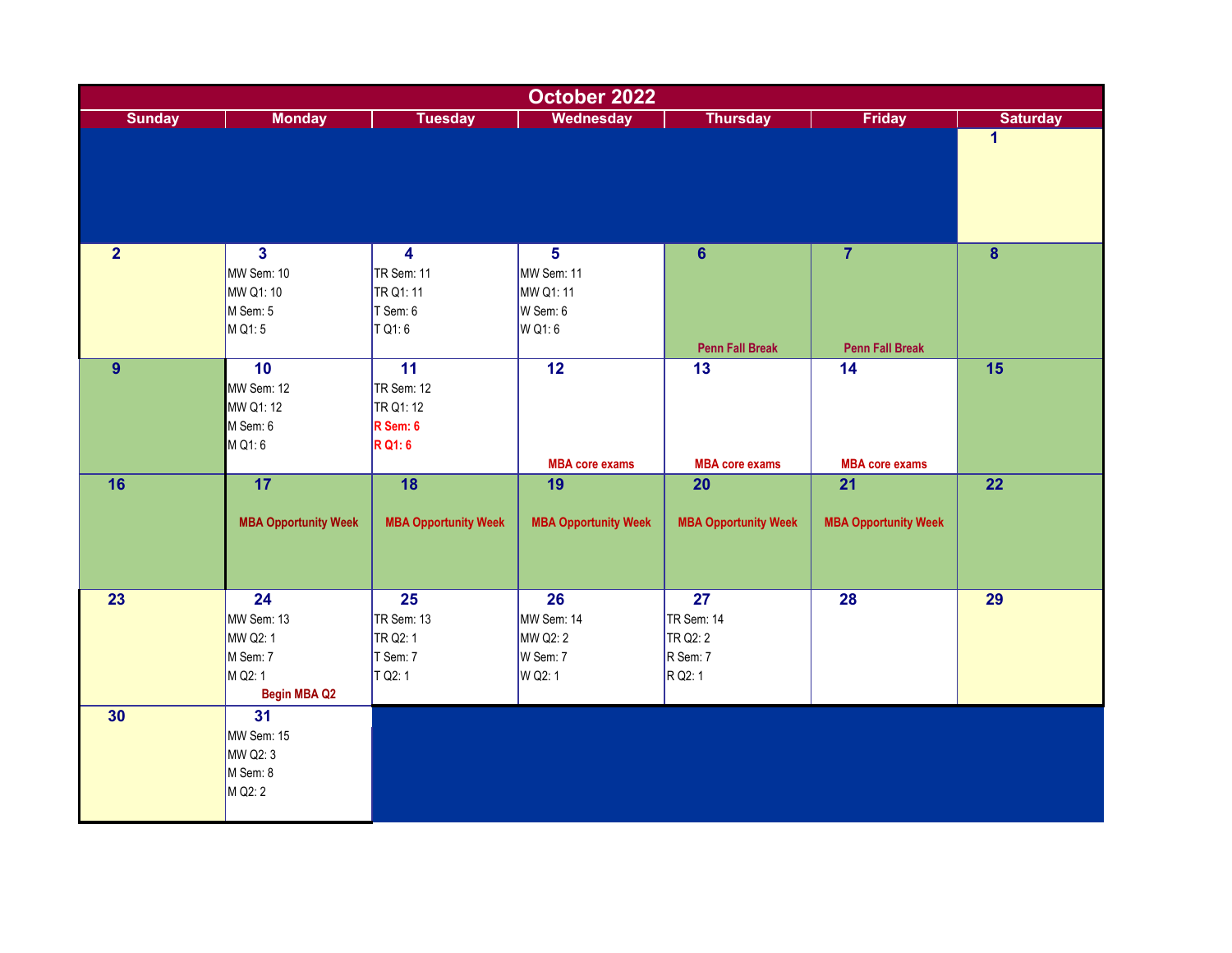# October 2022

| Sunday | Monday | Tuesday | Wednesday | Thursday | Friday | Saturday |
|---|---|---|---|---|---|---|
| | | | | | | 1 |
| 2 | 3<br>MW Sem: 10<br>MW Q1: 10<br>M Sem: 5<br>M Q1: 5 | 4<br>TR Sem: 11<br>TR Q1: 11<br>T Sem: 6<br>T Q1: 6 | 5<br>MW Sem: 11<br>MW Q1: 11<br>W Sem: 6<br>W Q1: 6 | 6<br>Penn Fall Break | 7<br>Penn Fall Break | 8 |
| 9 | 10<br>MW Sem: 12<br>MW Q1: 12<br>M Sem: 6<br>M Q1: 6 | 11<br>TR Sem: 12<br>TR Q1: 12<br>R Sem: 6<br>R Q1: 6 | 12<br>MBA core exams | 13<br>MBA core exams | 14<br>MBA core exams | 15 |
| 16 | 17<br>MBA Opportunity Week | 18<br>MBA Opportunity Week | 19<br>MBA Opportunity Week | 20<br>MBA Opportunity Week | 21<br>MBA Opportunity Week | 22 |
| 23 | 24<br>MW Sem: 13<br>MW Q2: 1<br>M Sem: 7<br>M Q2: 1<br>Begin MBA Q2 | 25<br>TR Sem: 13<br>TR Q2: 1<br>T Sem: 7<br>T Q2: 1 | 26<br>MW Sem: 14<br>MW Q2: 2<br>W Sem: 7<br>W Q2: 1 | 27<br>TR Sem: 14<br>TR Q2: 2<br>R Sem: 7<br>R Q2: 1 | 28 | 29 |
| 30 | 31<br>MW Sem: 15<br>MW Q2: 3<br>M Sem: 8<br>M Q2: 2 | | | | | |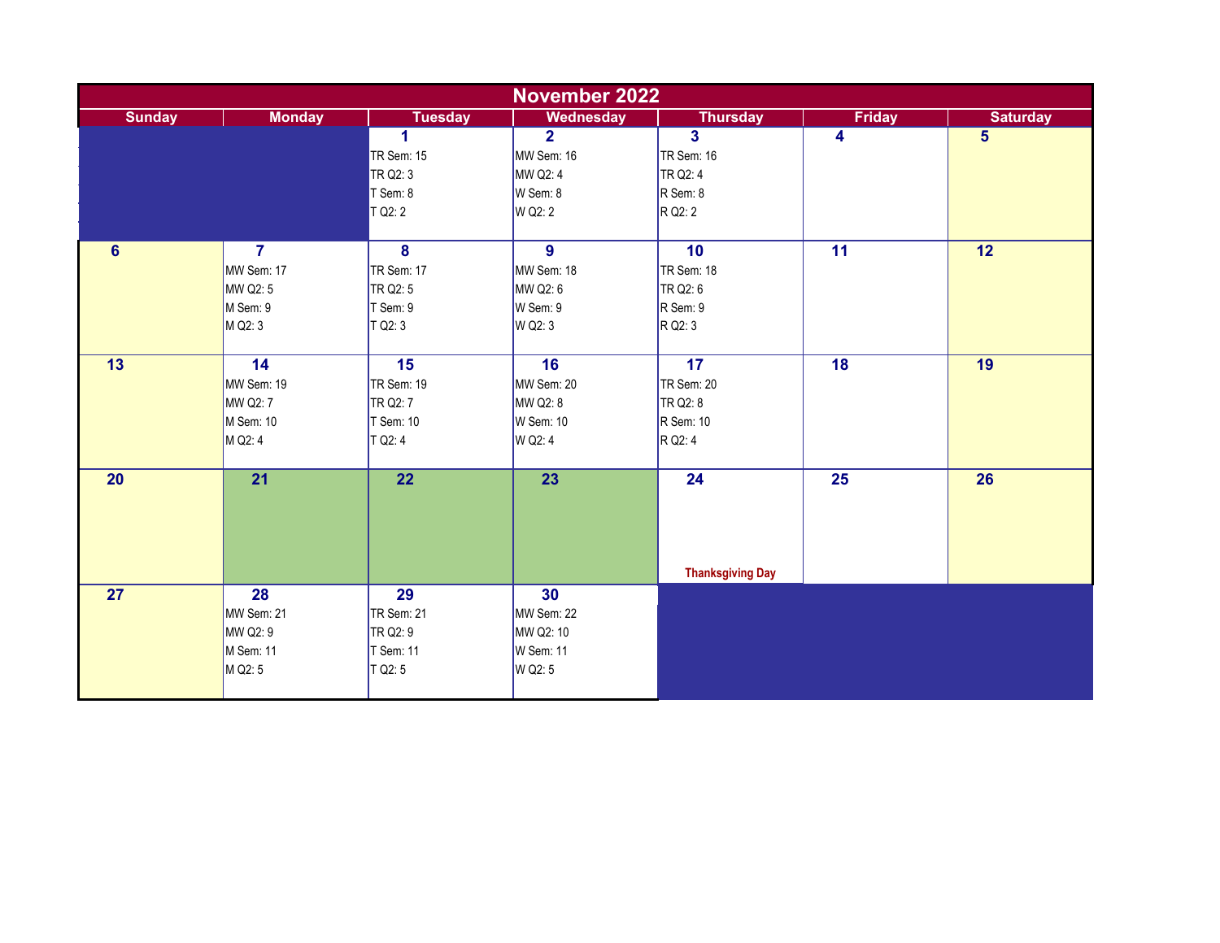# November 2022

| Sunday | Monday | Tuesday | Wednesday | Thursday | Friday | Saturday |
|---|---|---|---|---|---|---|
| | | **1**<br>TR Sem: 15<br>TR Q2: 3<br>T Sem: 8<br>T Q2: 2 | **2**<br>MW Sem: 16<br>MW Q2: 4<br>W Sem: 8<br>W Q2: 2 | **3**<br>TR Sem: 16<br>TR Q2: 4<br>R Sem: 8<br>R Q2: 2 | **4** | **5** |
| **6** | **7**<br>MW Sem: 17<br>MW Q2: 5<br>M Sem: 9<br>M Q2: 3 | **8**<br>TR Sem: 17<br>TR Q2: 5<br>T Sem: 9<br>T Q2: 3 | **9**<br>MW Sem: 18<br>MW Q2: 6<br>W Sem: 9<br>W Q2: 3 | **10**<br>TR Sem: 18<br>TR Q2: 6<br>R Sem: 9<br>R Q2: 3 | **11** | **12** |
| **13** | **14**<br>MW Sem: 19<br>MW Q2: 7<br>M Sem: 10<br>M Q2: 4 | **15**<br>TR Sem: 19<br>TR Q2: 7<br>T Sem: 10<br>T Q2: 4 | **16**<br>MW Sem: 20<br>MW Q2: 8<br>W Sem: 10<br>W Q2: 4 | **17**<br>TR Sem: 20<br>TR Q2: 8<br>R Sem: 10<br>R Q2: 4 | **18** | **19** |
| **20** | **21** | **22** | **23** | **24**<br>Thanksgiving Day | **25** | **26** |
| **27** | **28**<br>MW Sem: 21<br>MW Q2: 9<br>M Sem: 11<br>M Q2: 5 | **29**<br>TR Sem: 21<br>TR Q2: 9<br>T Sem: 11<br>T Q2: 5 | **30**<br>MW Sem: 22<br>MW Q2: 10<br>W Sem: 11<br>W Q2: 5 | | | |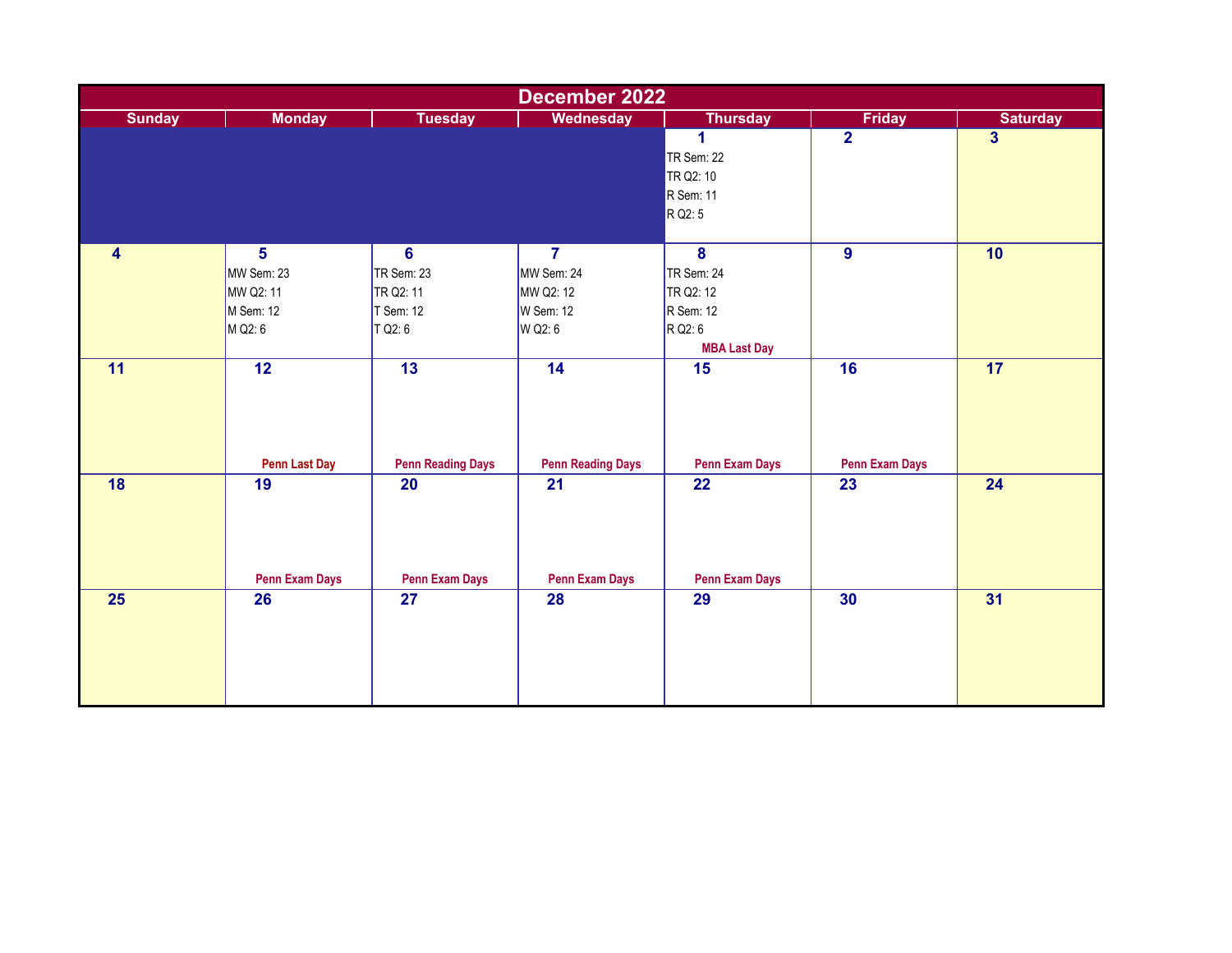# December 2022

| Sunday | Monday | Tuesday | Wednesday | Thursday | Friday | Saturday |
|---|---|---|---|---|---|---|
| | | | | **1** TR Sem: 22 TR Q2: 10 R Sem: 11 R Q2: 5 | **2** | **3** |
| **4** | **5** MW Sem: 23 MW Q2: 11 M Sem: 12 M Q2: 6 | **6** TR Sem: 23 TR Q2: 11 T Sem: 12 T Q2: 6 | **7** MW Sem: 24 MW Q2: 12 W Sem: 12 W Q2: 6 | **8** TR Sem: 24 TR Q2: 12 R Sem: 12 R Q2: 6 MBA Last Day | **9** | **10** |
| **11** | **12** Penn Last Day | **13** Penn Reading Days | **14** Penn Reading Days | **15** Penn Exam Days | **16** Penn Exam Days | **17** |
| **18** | **19** Penn Exam Days | **20** Penn Exam Days | **21** Penn Exam Days | **22** Penn Exam Days | **23** | **24** |
| **25** | **26** | **27** | **28** | **29** | **30** | **31** |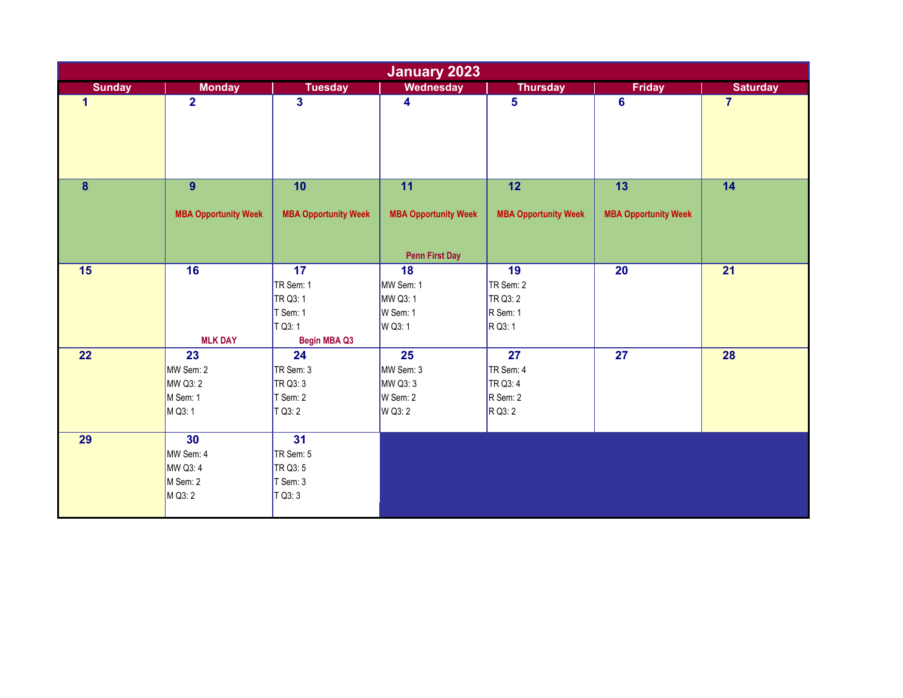# January 2023

| Sunday | Monday | Tuesday | Wednesday | Thursday | Friday | Saturday |
|---|---|---|---|---|---|---|
| 1 | 2 | 3 | 4 | 5 | 6 | 7 |
| 8 | 9<br>MBA Opportunity Week | 10<br>MBA Opportunity Week | 11<br>MBA Opportunity Week<br>Penn First Day | 12<br>MBA Opportunity Week | 13<br>MBA Opportunity Week | 14 |
| 15 | 16<br>MLK DAY | 17<br>TR Sem: 1<br>TR Q3: 1<br>T Sem: 1<br>T Q3: 1<br>Begin MBA Q3 | 18<br>MW Sem: 1<br>MW Q3: 1<br>W Sem: 1<br>W Q3: 1 | 19<br>TR Sem: 2<br>TR Q3: 2<br>R Sem: 1<br>R Q3: 1 | 20 | 21 |
| 22 | 23<br>MW Sem: 2<br>MW Q3: 2<br>M Sem: 1<br>M Q3: 1 | 24<br>TR Sem: 3<br>TR Q3: 3<br>T Sem: 2<br>T Q3: 2 | 25<br>MW Sem: 3<br>MW Q3: 3<br>W Sem: 2<br>W Q3: 2 | 27<br>TR Sem: 4<br>TR Q3: 4<br>R Sem: 2<br>R Q3: 2 | 27 | 28 |
| 29 | 30<br>MW Sem: 4<br>MW Q3: 4<br>M Sem: 2<br>M Q3: 2 | 31<br>TR Sem: 5<br>TR Q3: 5<br>T Sem: 3<br>T Q3: 3 | | | | |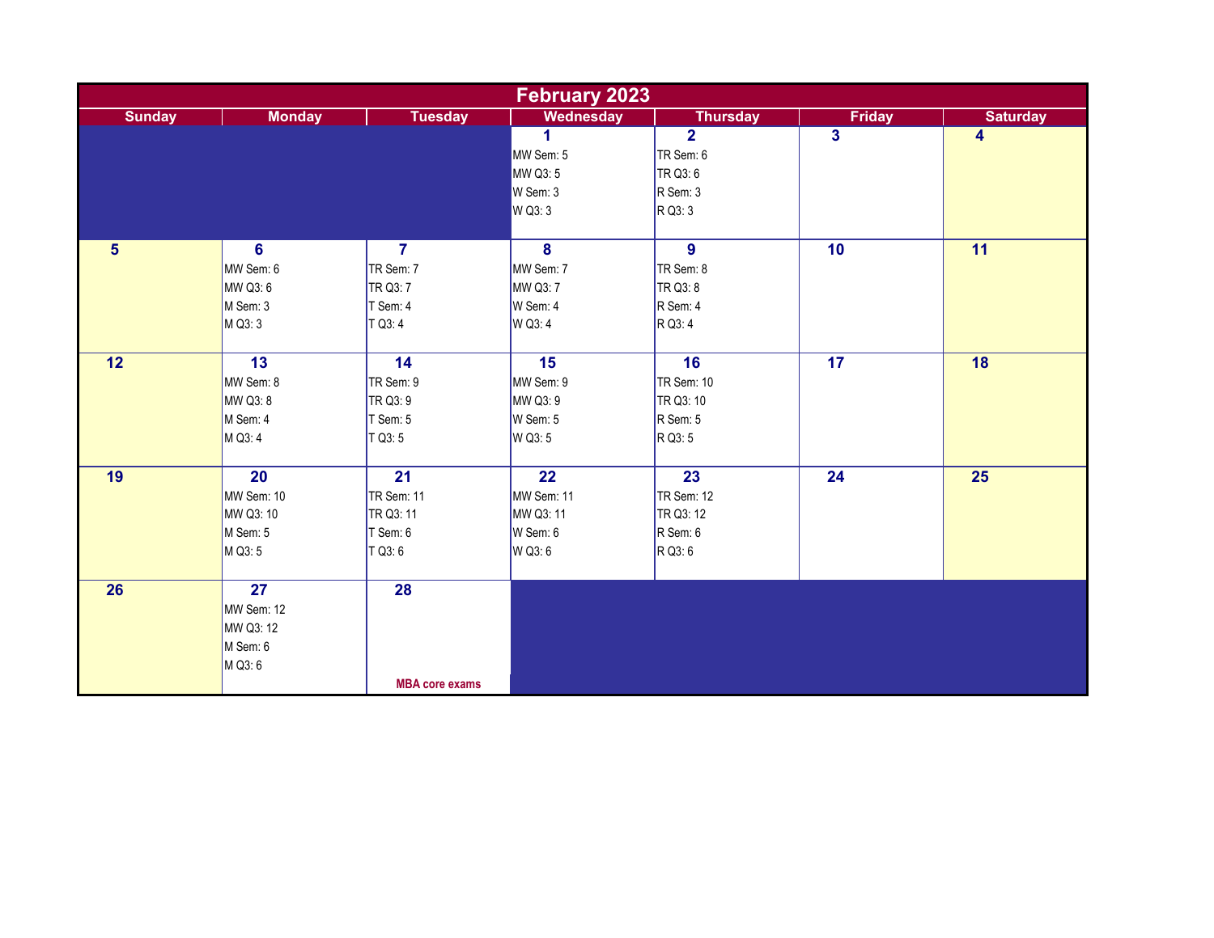## February 2023

| Sunday | Monday | Tuesday | Wednesday | Thursday | Friday | Saturday |
|---|---|---|---|---|---|---|
| | | | **1**<br>MW Sem: 5<br>MW Q3: 5<br>W Sem: 3<br>W Q3: 3 | **2**<br>TR Sem: 6<br>TR Q3: 6<br>R Sem: 3<br>R Q3: 3 | **3** | **4** |
| **5** | **6**<br>MW Sem: 6<br>MW Q3: 6<br>M Sem: 3<br>M Q3: 3 | **7**<br>TR Sem: 7<br>TR Q3: 7<br>T Sem: 4<br>T Q3: 4 | **8**<br>MW Sem: 7<br>MW Q3: 7<br>W Sem: 4<br>W Q3: 4 | **9**<br>TR Sem: 8<br>TR Q3: 8<br>R Sem: 4<br>R Q3: 4 | **10** | **11** |
| **12** | **13**<br>MW Sem: 8<br>MW Q3: 8<br>M Sem: 4<br>M Q3: 4 | **14**<br>TR Sem: 9<br>TR Q3: 9<br>T Sem: 5<br>T Q3: 5 | **15**<br>MW Sem: 9<br>MW Q3: 9<br>W Sem: 5<br>W Q3: 5 | **16**<br>TR Sem: 10<br>TR Q3: 10<br>R Sem: 5<br>R Q3: 5 | **17** | **18** |
| **19** | **20**<br>MW Sem: 10<br>MW Q3: 10<br>M Sem: 5<br>M Q3: 5 | **21**<br>TR Sem: 11<br>TR Q3: 11<br>T Sem: 6<br>T Q3: 6 | **22**<br>MW Sem: 11<br>MW Q3: 11<br>W Sem: 6<br>W Q3: 6 | **23**<br>TR Sem: 12<br>TR Q3: 12<br>R Sem: 6<br>R Q3: 6 | **24** | **25** |
| **26** | **27**<br>MW Sem: 12<br>MW Q3: 12<br>M Sem: 6<br>M Q3: 6 | **28**<br>MBA core exams | | | | |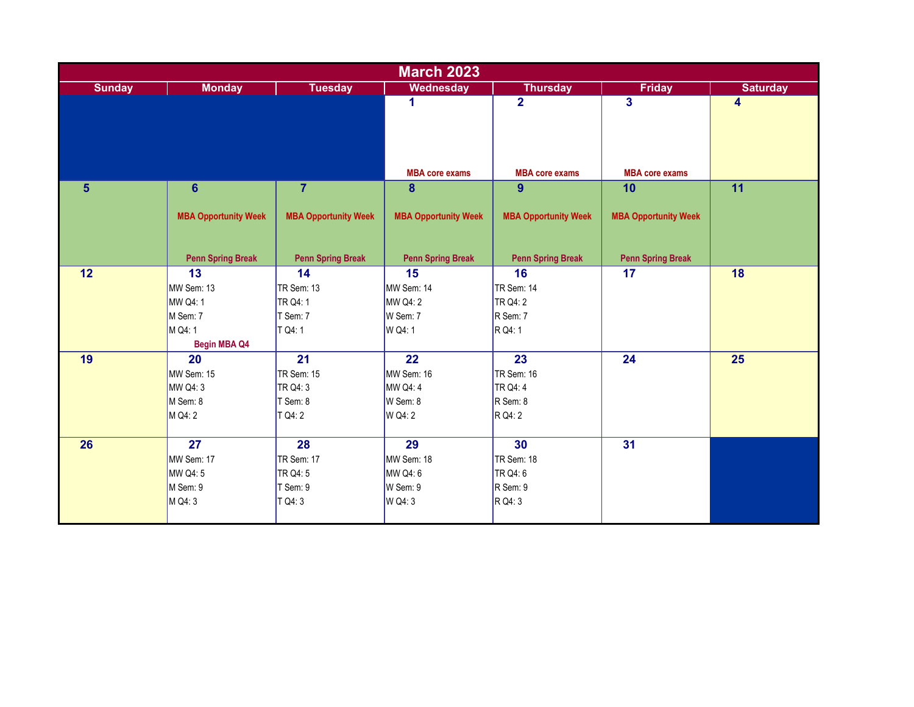# March 2023

| Sunday | Monday | Tuesday | Wednesday | Thursday | Friday | Saturday |
|---|---|---|---|---|---|---|
| | | | 1<br>MBA core exams | 2<br>MBA core exams | 3<br>MBA core exams | 4 |
| 5 | 6<br>MBA Opportunity Week<br>Penn Spring Break | 7<br>MBA Opportunity Week<br>Penn Spring Break | 8<br>MBA Opportunity Week<br>Penn Spring Break | 9<br>MBA Opportunity Week<br>Penn Spring Break | 10<br>MBA Opportunity Week<br>Penn Spring Break | 11 |
| 12 | 13<br>MW Sem: 13<br>MW Q4: 1<br>M Sem: 7<br>M Q4: 1<br>Begin MBA Q4 | 14<br>TR Sem: 13<br>TR Q4: 1<br>T Sem: 7<br>T Q4: 1 | 15<br>MW Sem: 14<br>MW Q4: 2<br>W Sem: 7<br>W Q4: 1 | 16<br>TR Sem: 14<br>TR Q4: 2<br>R Sem: 7<br>R Q4: 1 | 17 | 18 |
| 19 | 20<br>MW Sem: 15<br>MW Q4: 3<br>M Sem: 8<br>M Q4: 2 | 21<br>TR Sem: 15<br>TR Q4: 3<br>T Sem: 8<br>T Q4: 2 | 22<br>MW Sem: 16<br>MW Q4: 4<br>W Sem: 8<br>W Q4: 2 | 23<br>TR Sem: 16<br>TR Q4: 4<br>R Sem: 8<br>R Q4: 2 | 24 | 25 |
| 26 | 27<br>MW Sem: 17<br>MW Q4: 5<br>M Sem: 9<br>M Q4: 3 | 28<br>TR Sem: 17<br>TR Q4: 5<br>T Sem: 9<br>T Q4: 3 | 29<br>MW Sem: 18<br>MW Q4: 6<br>W Sem: 9<br>W Q4: 3 | 30<br>TR Sem: 18<br>TR Q4: 6<br>R Sem: 9<br>R Q4: 3 | 31 | |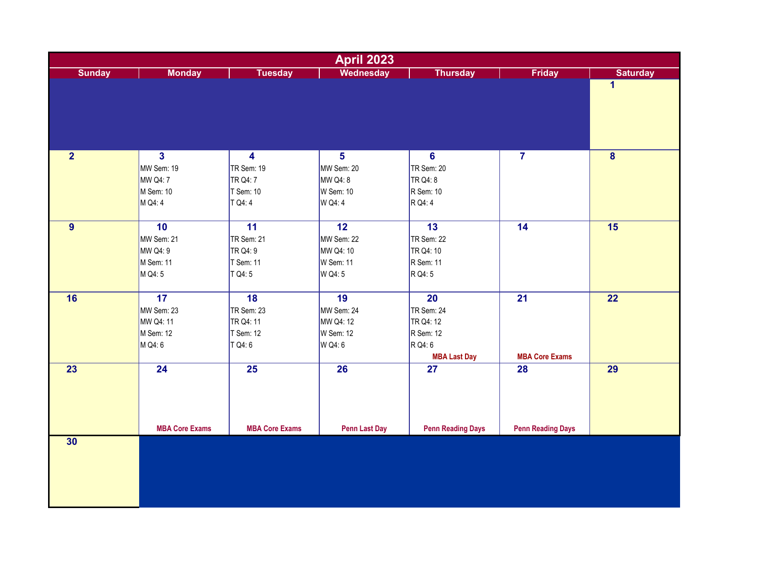# April 2023

| Sunday | Monday | Tuesday | Wednesday | Thursday | Friday | Saturday |
|---|---|---|---|---|---|---|
| | | | | | | 1 |
| 2 | 3<br>MW Sem: 19<br>MW Q4: 7<br>M Sem: 10<br>M Q4: 4 | 4<br>TR Sem: 19<br>TR Q4: 7<br>T Sem: 10<br>T Q4: 4 | 5<br>MW Sem: 20<br>MW Q4: 8<br>W Sem: 10<br>W Q4: 4 | 6<br>TR Sem: 20<br>TR Q4: 8<br>R Sem: 10<br>R Q4: 4 | 7 | 8 |
| 9 | 10<br>MW Sem: 21<br>MW Q4: 9<br>M Sem: 11<br>M Q4: 5 | 11<br>TR Sem: 21<br>TR Q4: 9<br>T Sem: 11<br>T Q4: 5 | 12<br>MW Sem: 22<br>MW Q4: 10<br>W Sem: 11<br>W Q4: 5 | 13<br>TR Sem: 22<br>TR Q4: 10<br>R Sem: 11<br>R Q4: 5 | 14 | 15 |
| 16 | 17<br>MW Sem: 23<br>MW Q4: 11<br>M Sem: 12<br>M Q4: 6 | 18<br>TR Sem: 23<br>TR Q4: 11<br>T Sem: 12<br>T Q4: 6 | 19<br>MW Sem: 24<br>MW Q4: 12<br>W Sem: 12<br>W Q4: 6 | 20<br>TR Sem: 24<br>TR Q4: 12<br>R Sem: 12<br>R Q4: 6<br>**MBA Last Day** | 21<br>**MBA Core Exams** | 22 |
| 23 | 24<br>**MBA Core Exams** | 25<br>**MBA Core Exams** | 26<br>**Penn Last Day** | 27<br>**Penn Reading Days** | 28<br>**Penn Reading Days** | 29 |
| 30 | | | | | | |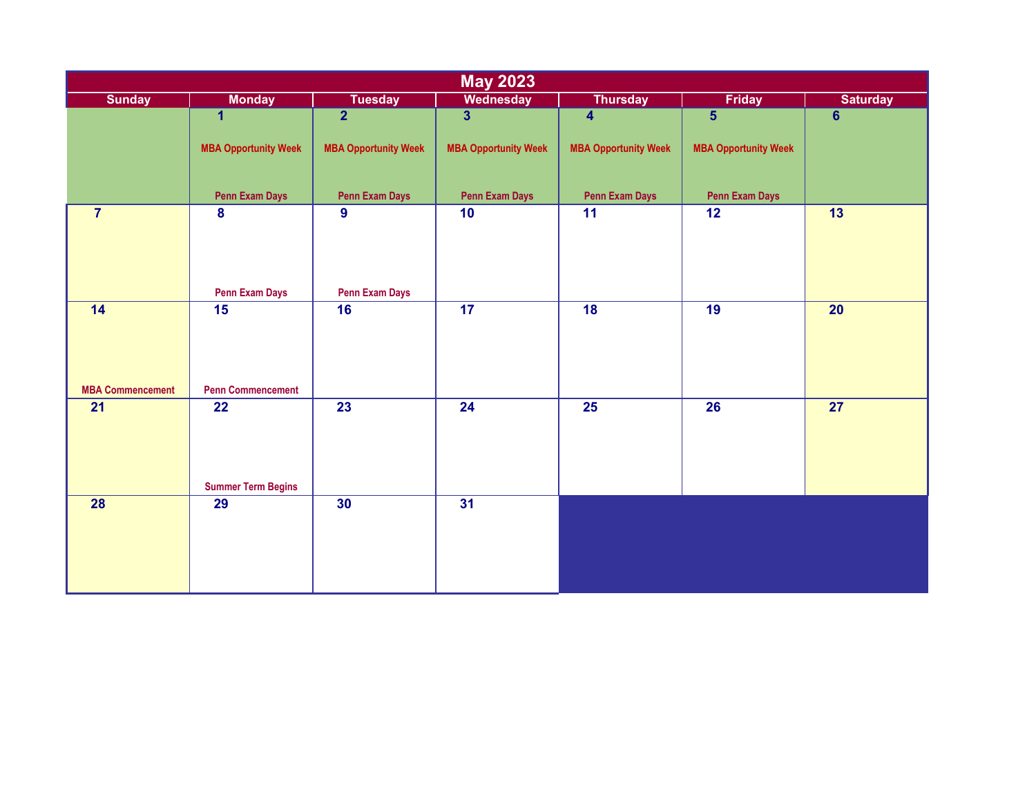# May 2023

| Sunday | Monday | Tuesday | Wednesday | Thursday | Friday | Saturday |
|---|---|---|---|---|---|---|
| | 1 MBA Opportunity Week Penn Exam Days | 2 MBA Opportunity Week Penn Exam Days | 3 MBA Opportunity Week Penn Exam Days | 4 MBA Opportunity Week Penn Exam Days | 5 MBA Opportunity Week Penn Exam Days | 6 |
| 7 | 8 Penn Exam Days | 9 Penn Exam Days | 10 | 11 | 12 | 13 |
| 14 MBA Commencement | 15 Penn Commencement | 16 | 17 | 18 | 19 | 20 |
| 21 | 22 Summer Term Begins | 23 | 24 | 25 | 26 | 27 |
| 28 | 29 | 30 | 31 | | | |